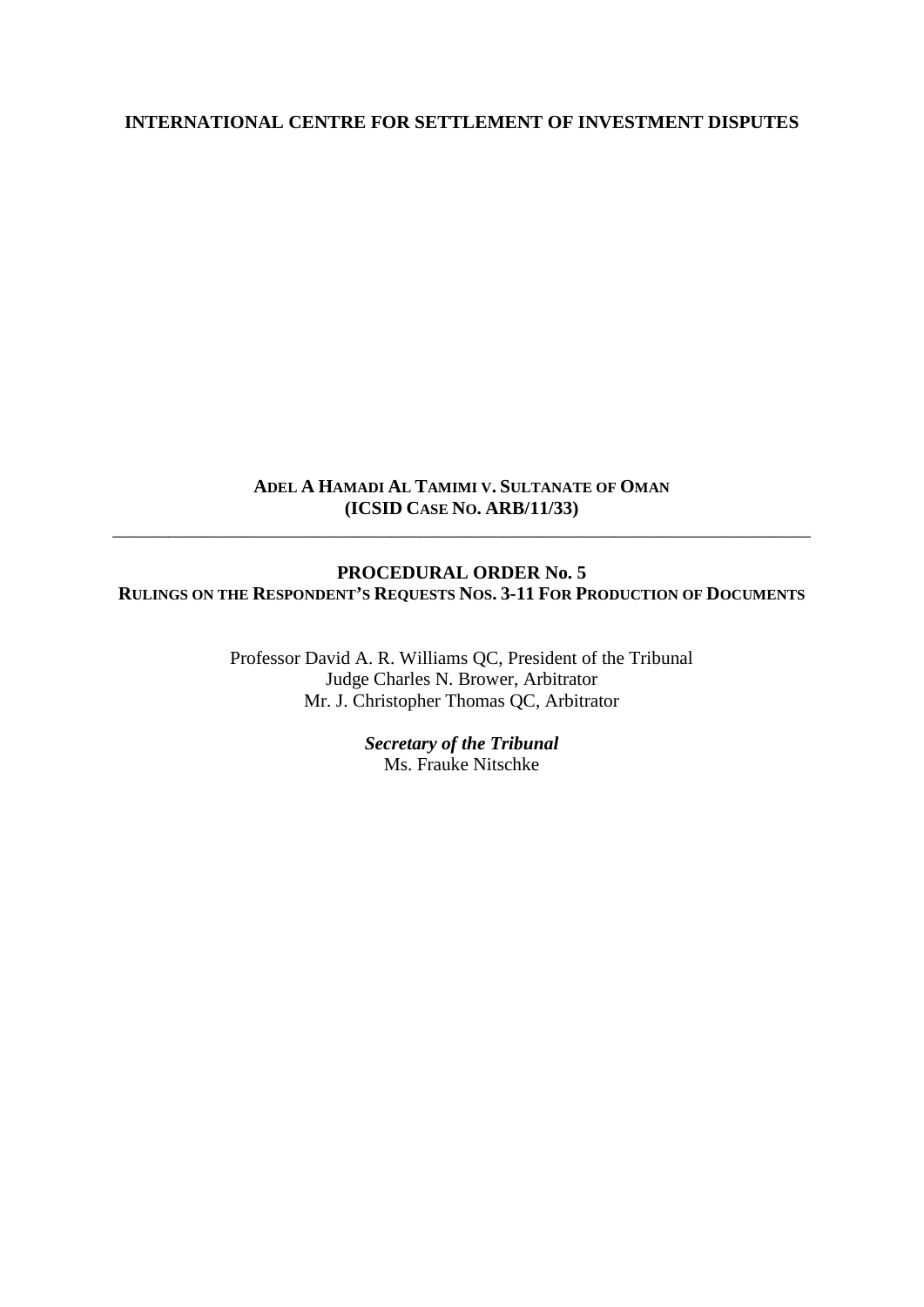**INTERNATIONAL CENTRE FOR SETTLEMENT OF INVESTMENT DISPUTES**

**ADEL A HAMADI AL TAMIMI V. SULTANATE OF OMAN**
**(ICSID CASE NO. ARB/11/33)**

---

# PROCEDURAL ORDER No. 5

## RULINGS ON THE RESPONDENT'S REQUESTS NOS. 3-11 FOR PRODUCTION OF DOCUMENTS

Professor David A. R. Williams QC, President of the Tribunal
Judge Charles N. Brower, Arbitrator
Mr. J. Christopher Thomas QC, Arbitrator

***Secretary of the Tribunal***
Ms. Frauke Nitschke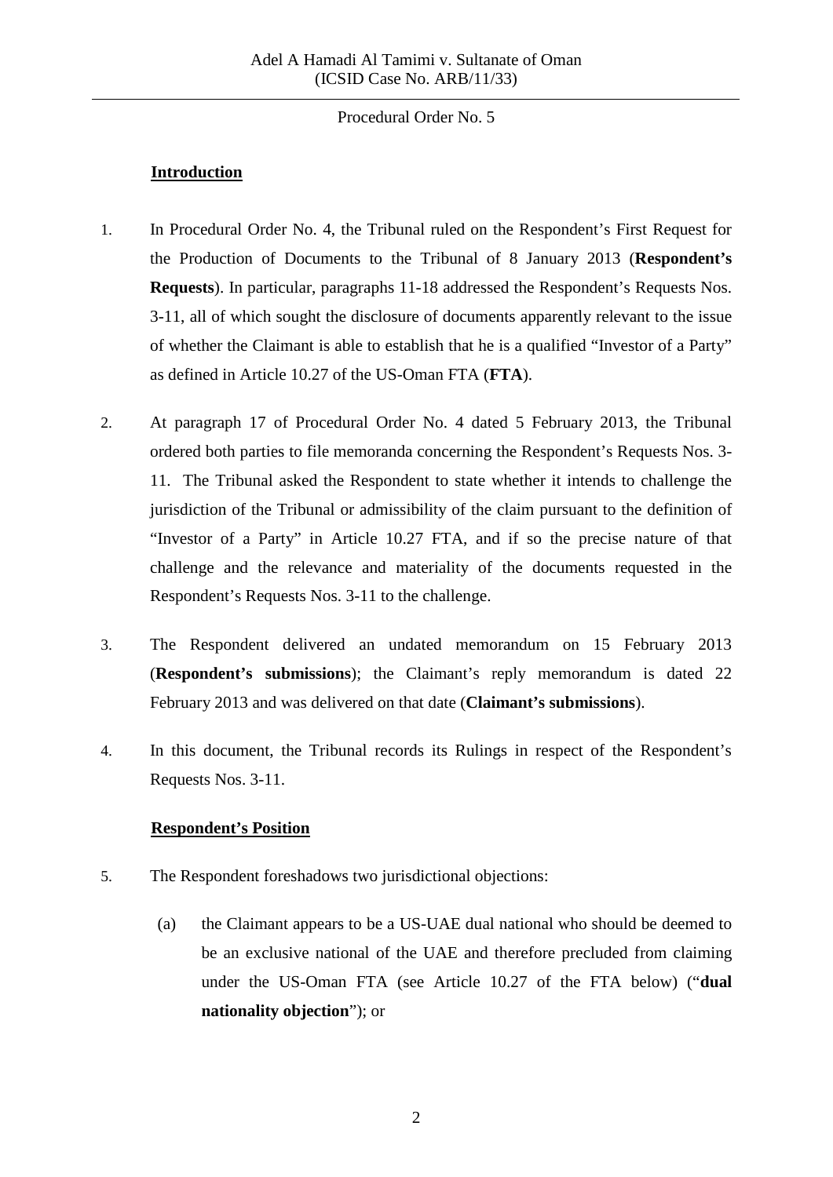Procedural Order No. 5

## Introduction

1. In Procedural Order No. 4, the Tribunal ruled on the Respondent's First Request for the Production of Documents to the Tribunal of 8 January 2013 (**Respondent's Requests**). In particular, paragraphs 11-18 addressed the Respondent's Requests Nos. 3-11, all of which sought the disclosure of documents apparently relevant to the issue of whether the Claimant is able to establish that he is a qualified "Investor of a Party" as defined in Article 10.27 of the US-Oman FTA (**FTA**).

2. At paragraph 17 of Procedural Order No. 4 dated 5 February 2013, the Tribunal ordered both parties to file memoranda concerning the Respondent's Requests Nos. 3-11. The Tribunal asked the Respondent to state whether it intends to challenge the jurisdiction of the Tribunal or admissibility of the claim pursuant to the definition of "Investor of a Party" in Article 10.27 FTA, and if so the precise nature of that challenge and the relevance and materiality of the documents requested in the Respondent's Requests Nos. 3-11 to the challenge.

3. The Respondent delivered an undated memorandum on 15 February 2013 (**Respondent's submissions**); the Claimant's reply memorandum is dated 22 February 2013 and was delivered on that date (**Claimant's submissions**).

4. In this document, the Tribunal records its Rulings in respect of the Respondent's Requests Nos. 3-11.

## Respondent's Position

5. The Respondent foreshadows two jurisdictional objections:

   (a) the Claimant appears to be a US-UAE dual national who should be deemed to be an exclusive national of the UAE and therefore precluded from claiming under the US-Oman FTA (see Article 10.27 of the FTA below) ("**dual nationality objection**"); or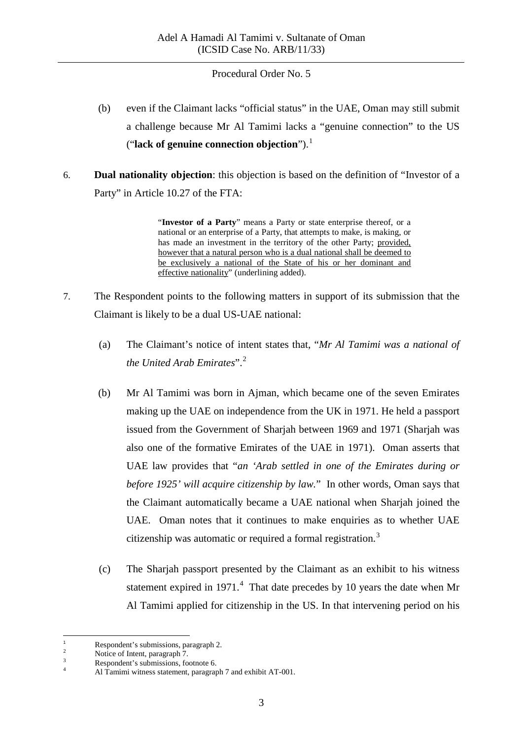(b) even if the Claimant lacks "official status" in the UAE, Oman may still submit a challenge because Mr Al Tamimi lacks a "genuine connection" to the US ("**lack of genuine connection objection**").[1]

6. **Dual nationality objection**: this objection is based on the definition of "Investor of a Party" in Article 10.27 of the FTA:

> "**Investor of a Party**" means a Party or state enterprise thereof, or a national or an enterprise of a Party, that attempts to make, is making, or has made an investment in the territory of the other Party; <u>provided, however that a natural person who is a dual national shall be deemed to be exclusively a national of the State of his or her dominant and effective nationality</u>" (underlining added).

7. The Respondent points to the following matters in support of its submission that the Claimant is likely to be a dual US-UAE national:

   (a) The Claimant's notice of intent states that, "*Mr Al Tamimi was a national of the United Arab Emirates*".[2]

   (b) Mr Al Tamimi was born in Ajman, which became one of the seven Emirates making up the UAE on independence from the UK in 1971. He held a passport issued from the Government of Sharjah between 1969 and 1971 (Sharjah was also one of the formative Emirates of the UAE in 1971). Oman asserts that UAE law provides that "*an 'Arab settled in one of the Emirates during or before 1925' will acquire citizenship by law.*" In other words, Oman says that the Claimant automatically became a UAE national when Sharjah joined the UAE. Oman notes that it continues to make enquiries as to whether UAE citizenship was automatic or required a formal registration.[3]

   (c) The Sharjah passport presented by the Claimant as an exhibit to his witness statement expired in 1971.[4] That date precedes by 10 years the date when Mr Al Tamimi applied for citizenship in the US. In that intervening period on his

---

[1] Respondent's submissions, paragraph 2.

[2] Notice of Intent, paragraph 7.

[3] Respondent's submissions, footnote 6.

[4] Al Tamimi witness statement, paragraph 7 and exhibit AT-001.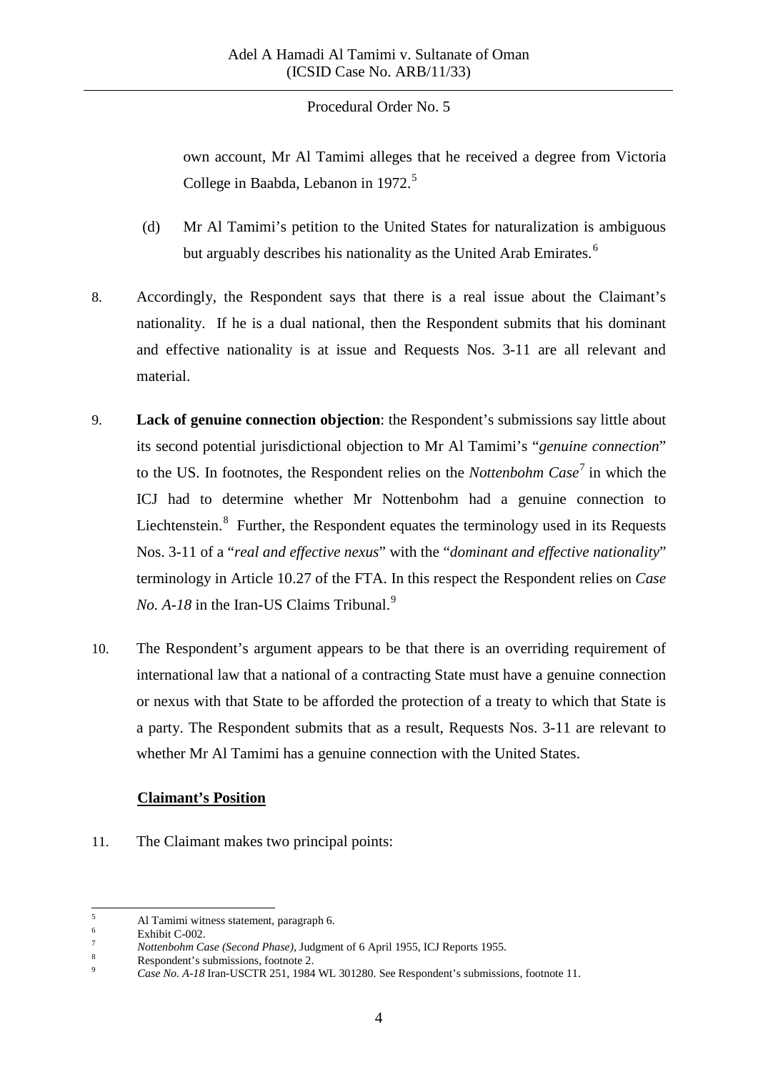own account, Mr Al Tamimi alleges that he received a degree from Victoria College in Baabda, Lebanon in 1972.[5]

(d) Mr Al Tamimi's petition to the United States for naturalization is ambiguous but arguably describes his nationality as the United Arab Emirates.[6]

8. Accordingly, the Respondent says that there is a real issue about the Claimant's nationality. If he is a dual national, then the Respondent submits that his dominant and effective nationality is at issue and Requests Nos. 3-11 are all relevant and material.

9. **Lack of genuine connection objection**: the Respondent's submissions say little about its second potential jurisdictional objection to Mr Al Tamimi's "*genuine connection*" to the US. In footnotes, the Respondent relies on the *Nottenbohm Case*[7] in which the ICJ had to determine whether Mr Nottenbohm had a genuine connection to Liechtenstein.[8] Further, the Respondent equates the terminology used in its Requests Nos. 3-11 of a "*real and effective nexus*" with the "*dominant and effective nationality*" terminology in Article 10.27 of the FTA. In this respect the Respondent relies on *Case No. A-18* in the Iran-US Claims Tribunal.[9]

10. The Respondent's argument appears to be that there is an overriding requirement of international law that a national of a contracting State must have a genuine connection or nexus with that State to be afforded the protection of a treaty to which that State is a party. The Respondent submits that as a result, Requests Nos. 3-11 are relevant to whether Mr Al Tamimi has a genuine connection with the United States.

**Claimant's Position**

11. The Claimant makes two principal points:

---

[5] Al Tamimi witness statement, paragraph 6.

[6] Exhibit C-002.

[7] *Nottenbohm Case (Second Phase)*, Judgment of 6 April 1955, ICJ Reports 1955.

[8] Respondent's submissions, footnote 2.

[9] *Case No. A-18* Iran-USCTR 251, 1984 WL 301280. See Respondent's submissions, footnote 11.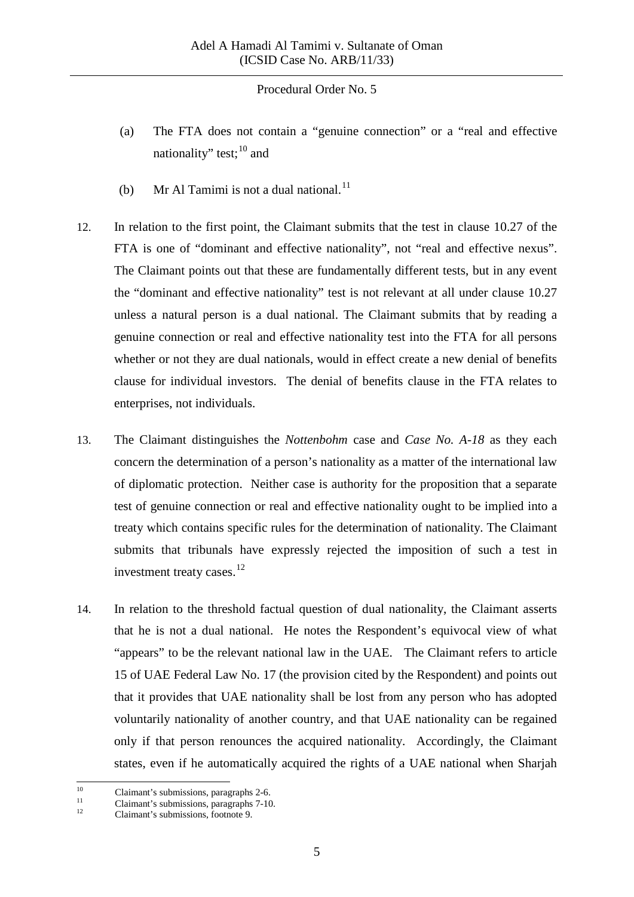(a) The FTA does not contain a "genuine connection" or a "real and effective nationality" test;[10] and

(b) Mr Al Tamimi is not a dual national.[11]

12. In relation to the first point, the Claimant submits that the test in clause 10.27 of the FTA is one of "dominant and effective nationality", not "real and effective nexus". The Claimant points out that these are fundamentally different tests, but in any event the "dominant and effective nationality" test is not relevant at all under clause 10.27 unless a natural person is a dual national. The Claimant submits that by reading a genuine connection or real and effective nationality test into the FTA for all persons whether or not they are dual nationals, would in effect create a new denial of benefits clause for individual investors. The denial of benefits clause in the FTA relates to enterprises, not individuals.

13. The Claimant distinguishes the *Nottenbohm* case and *Case No. A-18* as they each concern the determination of a person's nationality as a matter of the international law of diplomatic protection. Neither case is authority for the proposition that a separate test of genuine connection or real and effective nationality ought to be implied into a treaty which contains specific rules for the determination of nationality. The Claimant submits that tribunals have expressly rejected the imposition of such a test in investment treaty cases.[12]

14. In relation to the threshold factual question of dual nationality, the Claimant asserts that he is not a dual national. He notes the Respondent's equivocal view of what "appears" to be the relevant national law in the UAE. The Claimant refers to article 15 of UAE Federal Law No. 17 (the provision cited by the Respondent) and points out that it provides that UAE nationality shall be lost from any person who has adopted voluntarily nationality of another country, and that UAE nationality can be regained only if that person renounces the acquired nationality. Accordingly, the Claimant states, even if he automatically acquired the rights of a UAE national when Sharjah

---

[10] Claimant's submissions, paragraphs 2-6.

[11] Claimant's submissions, paragraphs 7-10.

[12] Claimant's submissions, footnote 9.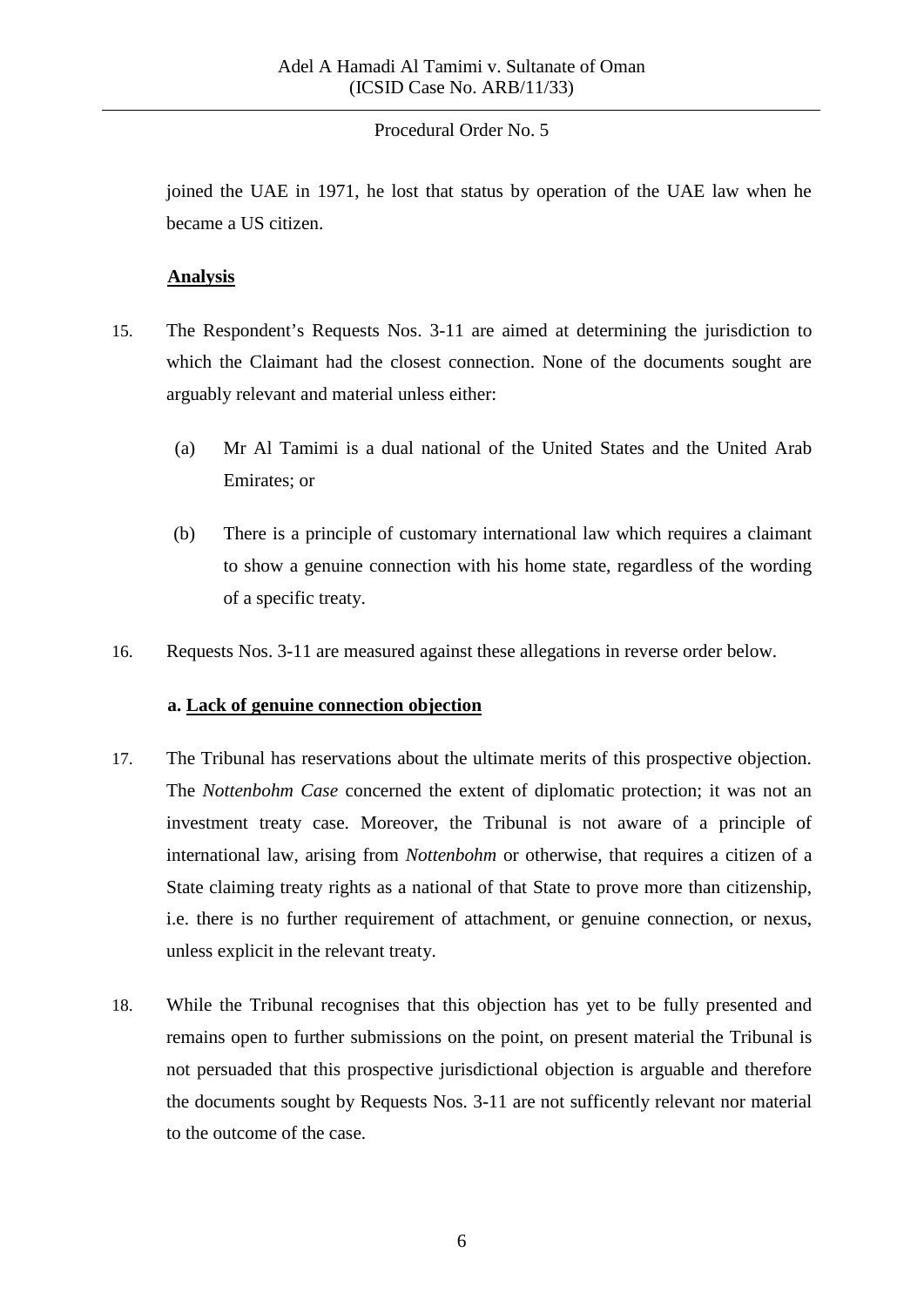joined the UAE in 1971, he lost that status by operation of the UAE law when he became a US citizen.

## Analysis

15. The Respondent's Requests Nos. 3-11 are aimed at determining the jurisdiction to which the Claimant had the closest connection. None of the documents sought are arguably relevant and material unless either:

    (a) Mr Al Tamimi is a dual national of the United States and the United Arab Emirates; or

    (b) There is a principle of customary international law which requires a claimant to show a genuine connection with his home state, regardless of the wording of a specific treaty.

16. Requests Nos. 3-11 are measured against these allegations in reverse order below.

### a. Lack of genuine connection objection

17. The Tribunal has reservations about the ultimate merits of this prospective objection. The *Nottenbohm Case* concerned the extent of diplomatic protection; it was not an investment treaty case. Moreover, the Tribunal is not aware of a principle of international law, arising from *Nottenbohm* or otherwise, that requires a citizen of a State claiming treaty rights as a national of that State to prove more than citizenship, i.e. there is no further requirement of attachment, or genuine connection, or nexus, unless explicit in the relevant treaty.

18. While the Tribunal recognises that this objection has yet to be fully presented and remains open to further submissions on the point, on present material the Tribunal is not persuaded that this prospective jurisdictional objection is arguable and therefore the documents sought by Requests Nos. 3-11 are not sufficently relevant nor material to the outcome of the case.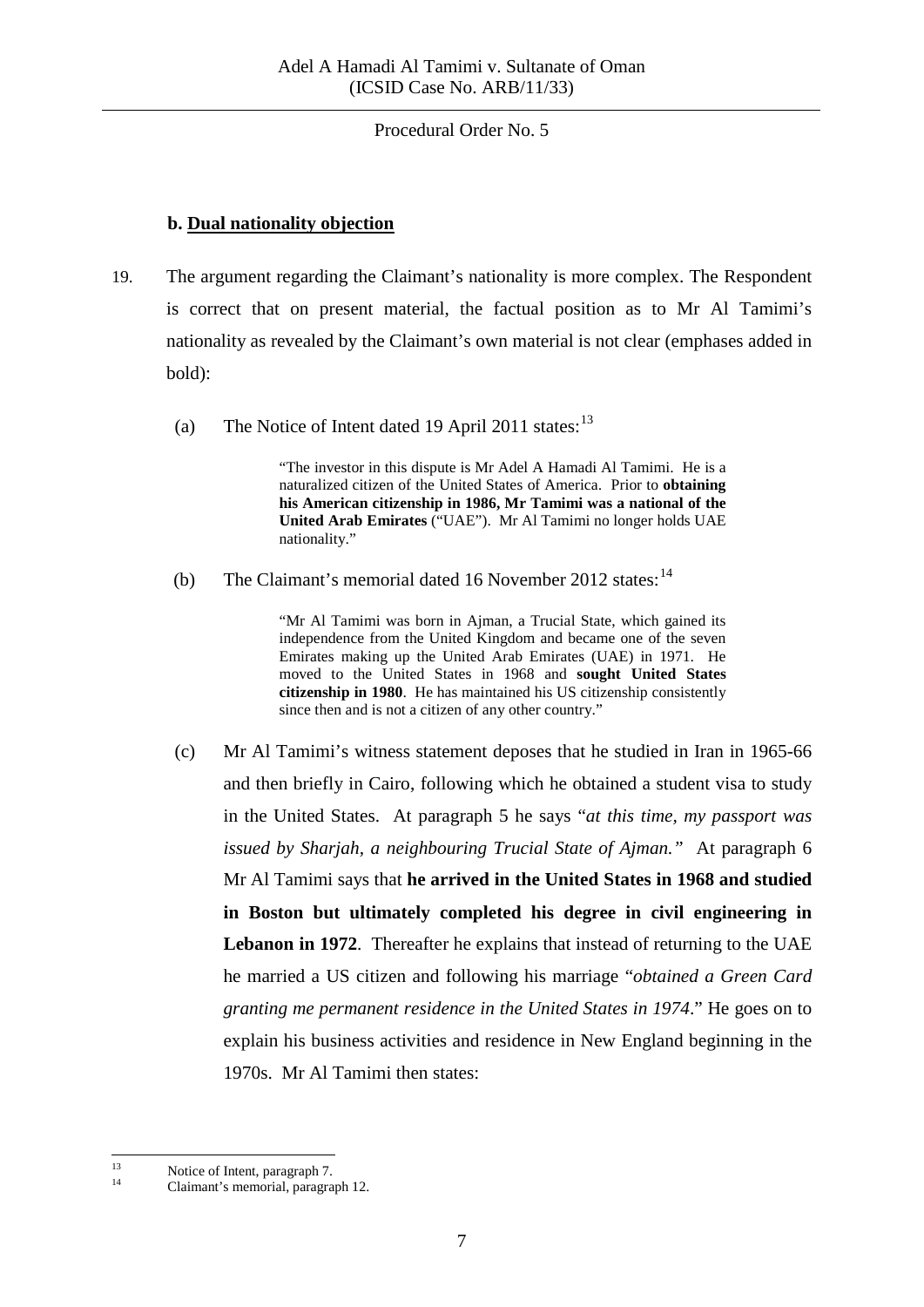### b. **Dual nationality objection**

19. The argument regarding the Claimant's nationality is more complex. The Respondent is correct that on present material, the factual position as to Mr Al Tamimi's nationality as revealed by the Claimant's own material is not clear (emphases added in bold):

    (a) The Notice of Intent dated 19 April 2011 states:[13]

    > "The investor in this dispute is Mr Adel A Hamadi Al Tamimi. He is a naturalized citizen of the United States of America. Prior to **obtaining his American citizenship in 1986, Mr Tamimi was a national of the United Arab Emirates** ("UAE"). Mr Al Tamimi no longer holds UAE nationality."

    (b) The Claimant's memorial dated 16 November 2012 states:[14]

    > "Mr Al Tamimi was born in Ajman, a Trucial State, which gained its independence from the United Kingdom and became one of the seven Emirates making up the United Arab Emirates (UAE) in 1971. He moved to the United States in 1968 and **sought United States citizenship in 1980**. He has maintained his US citizenship consistently since then and is not a citizen of any other country."

    (c) Mr Al Tamimi's witness statement deposes that he studied in Iran in 1965-66 and then briefly in Cairo, following which he obtained a student visa to study in the United States. At paragraph 5 he says "*at this time, my passport was issued by Sharjah, a neighbouring Trucial State of Ajman.*" At paragraph 6 Mr Al Tamimi says that **he arrived in the United States in 1968 and studied in Boston but ultimately completed his degree in civil engineering in Lebanon in 1972**. Thereafter he explains that instead of returning to the UAE he married a US citizen and following his marriage "*obtained a Green Card granting me permanent residence in the United States in 1974.*" He goes on to explain his business activities and residence in New England beginning in the 1970s. Mr Al Tamimi then states:

---

[13] Notice of Intent, paragraph 7.

[14] Claimant's memorial, paragraph 12.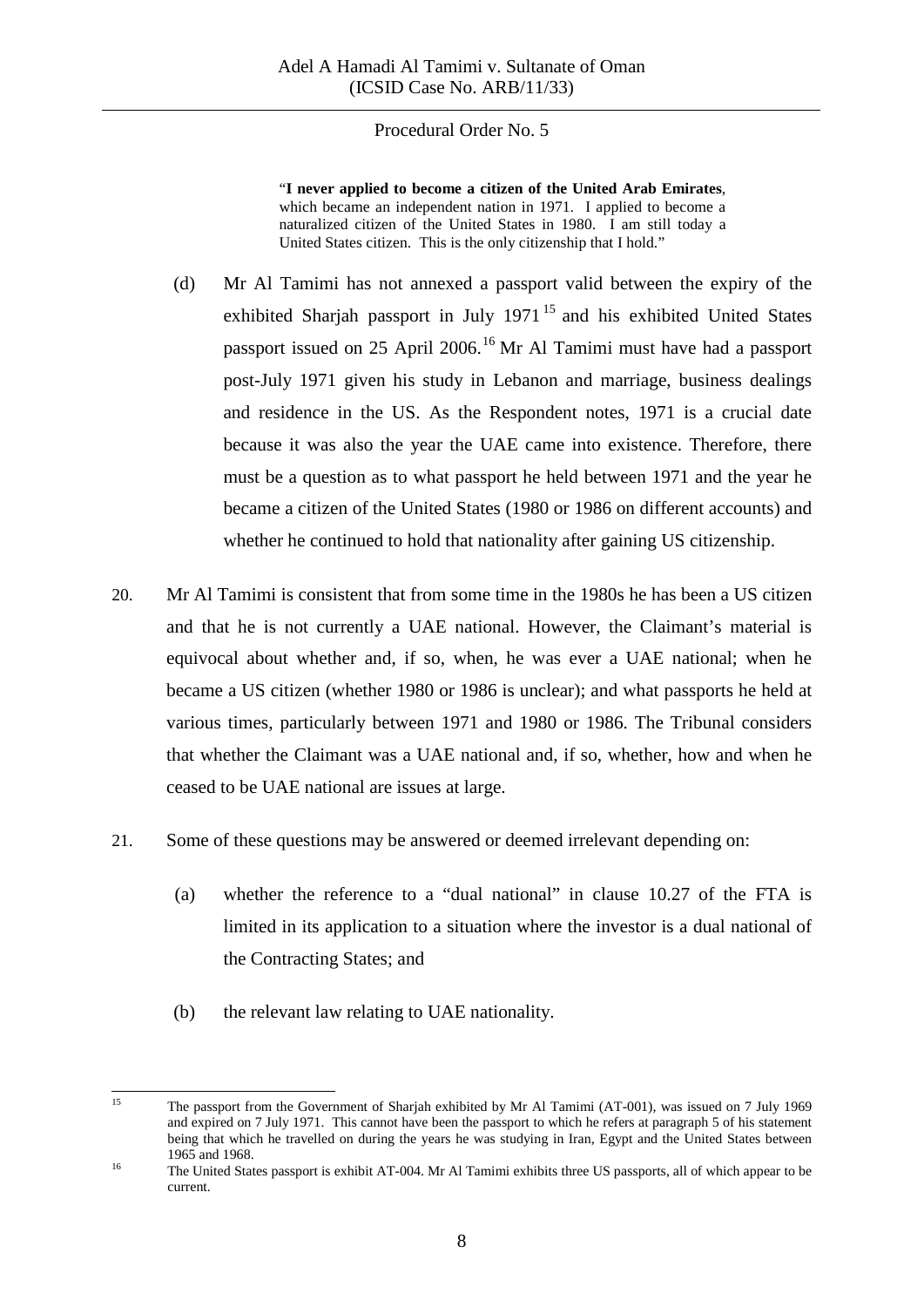> "**I never applied to become a citizen of the United Arab Emirates**, which became an independent nation in 1971. I applied to become a naturalized citizen of the United States in 1980. I am still today a United States citizen. This is the only citizenship that I hold."

(d) Mr Al Tamimi has not annexed a passport valid between the expiry of the exhibited Sharjah passport in July 1971[15] and his exhibited United States passport issued on 25 April 2006.[16] Mr Al Tamimi must have had a passport post-July 1971 given his study in Lebanon and marriage, business dealings and residence in the US. As the Respondent notes, 1971 is a crucial date because it was also the year the UAE came into existence. Therefore, there must be a question as to what passport he held between 1971 and the year he became a citizen of the United States (1980 or 1986 on different accounts) and whether he continued to hold that nationality after gaining US citizenship.

20. Mr Al Tamimi is consistent that from some time in the 1980s he has been a US citizen and that he is not currently a UAE national. However, the Claimant's material is equivocal about whether and, if so, when, he was ever a UAE national; when he became a US citizen (whether 1980 or 1986 is unclear); and what passports he held at various times, particularly between 1971 and 1980 or 1986. The Tribunal considers that whether the Claimant was a UAE national and, if so, whether, how and when he ceased to be UAE national are issues at large.

21. Some of these questions may be answered or deemed irrelevant depending on:

(a) whether the reference to a "dual national" in clause 10.27 of the FTA is limited in its application to a situation where the investor is a dual national of the Contracting States; and

(b) the relevant law relating to UAE nationality.

---

[15] The passport from the Government of Sharjah exhibited by Mr Al Tamimi (AT-001), was issued on 7 July 1969 and expired on 7 July 1971. This cannot have been the passport to which he refers at paragraph 5 of his statement being that which he travelled on during the years he was studying in Iran, Egypt and the United States between 1965 and 1968.

[16] The United States passport is exhibit AT-004. Mr Al Tamimi exhibits three US passports, all of which appear to be current.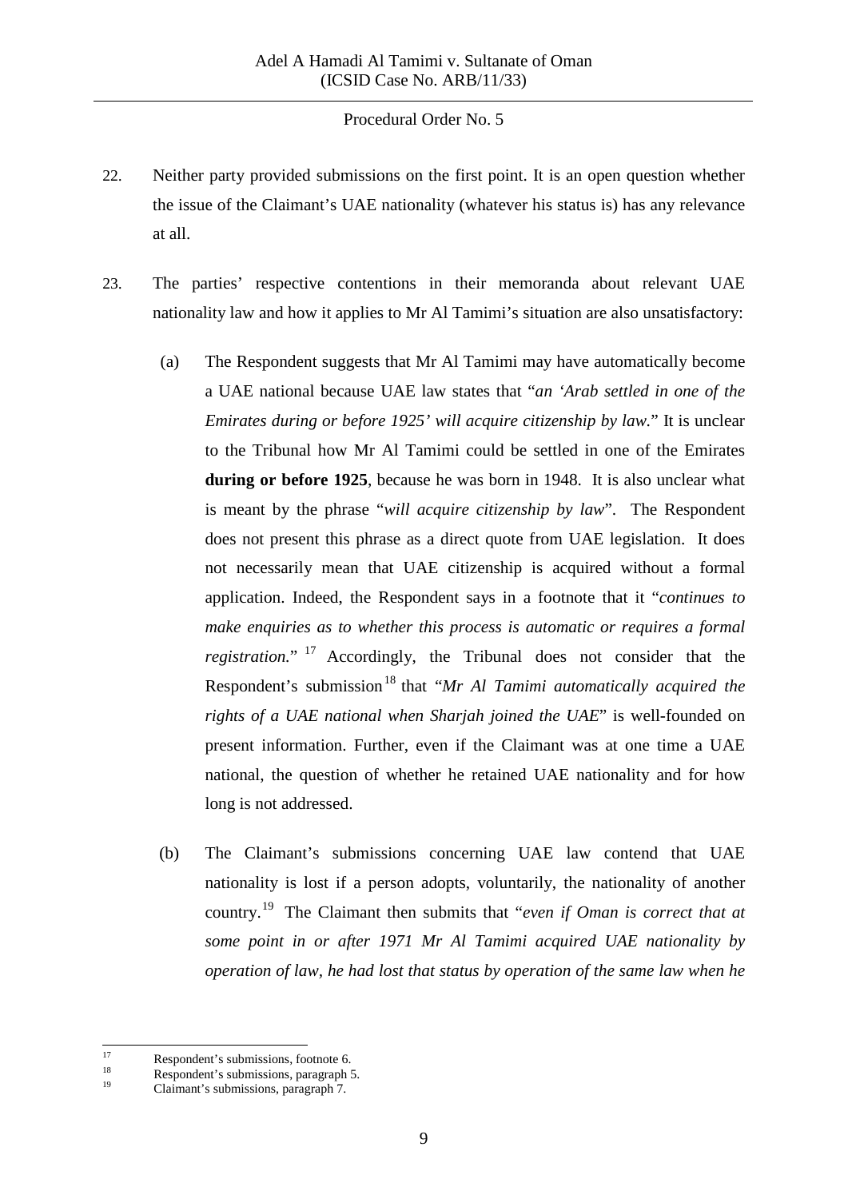22. Neither party provided submissions on the first point. It is an open question whether the issue of the Claimant's UAE nationality (whatever his status is) has any relevance at all.

23. The parties' respective contentions in their memoranda about relevant UAE nationality law and how it applies to Mr Al Tamimi's situation are also unsatisfactory:

    (a) The Respondent suggests that Mr Al Tamimi may have automatically become a UAE national because UAE law states that "*an 'Arab settled in one of the Emirates during or before 1925' will acquire citizenship by law.*" It is unclear to the Tribunal how Mr Al Tamimi could be settled in one of the Emirates **during or before 1925**, because he was born in 1948. It is also unclear what is meant by the phrase "*will acquire citizenship by law*". The Respondent does not present this phrase as a direct quote from UAE legislation. It does not necessarily mean that UAE citizenship is acquired without a formal application. Indeed, the Respondent says in a footnote that it "*continues to make enquiries as to whether this process is automatic or requires a formal registration.*" [17] Accordingly, the Tribunal does not consider that the Respondent's submission[18] that "*Mr Al Tamimi automatically acquired the rights of a UAE national when Sharjah joined the UAE*" is well-founded on present information. Further, even if the Claimant was at one time a UAE national, the question of whether he retained UAE nationality and for how long is not addressed.

    (b) The Claimant's submissions concerning UAE law contend that UAE nationality is lost if a person adopts, voluntarily, the nationality of another country.[19] The Claimant then submits that "*even if Oman is correct that at some point in or after 1971 Mr Al Tamimi acquired UAE nationality by operation of law, he had lost that status by operation of the same law when he*

---

[17] Respondent's submissions, footnote 6.

[18] Respondent's submissions, paragraph 5.

[19] Claimant's submissions, paragraph 7.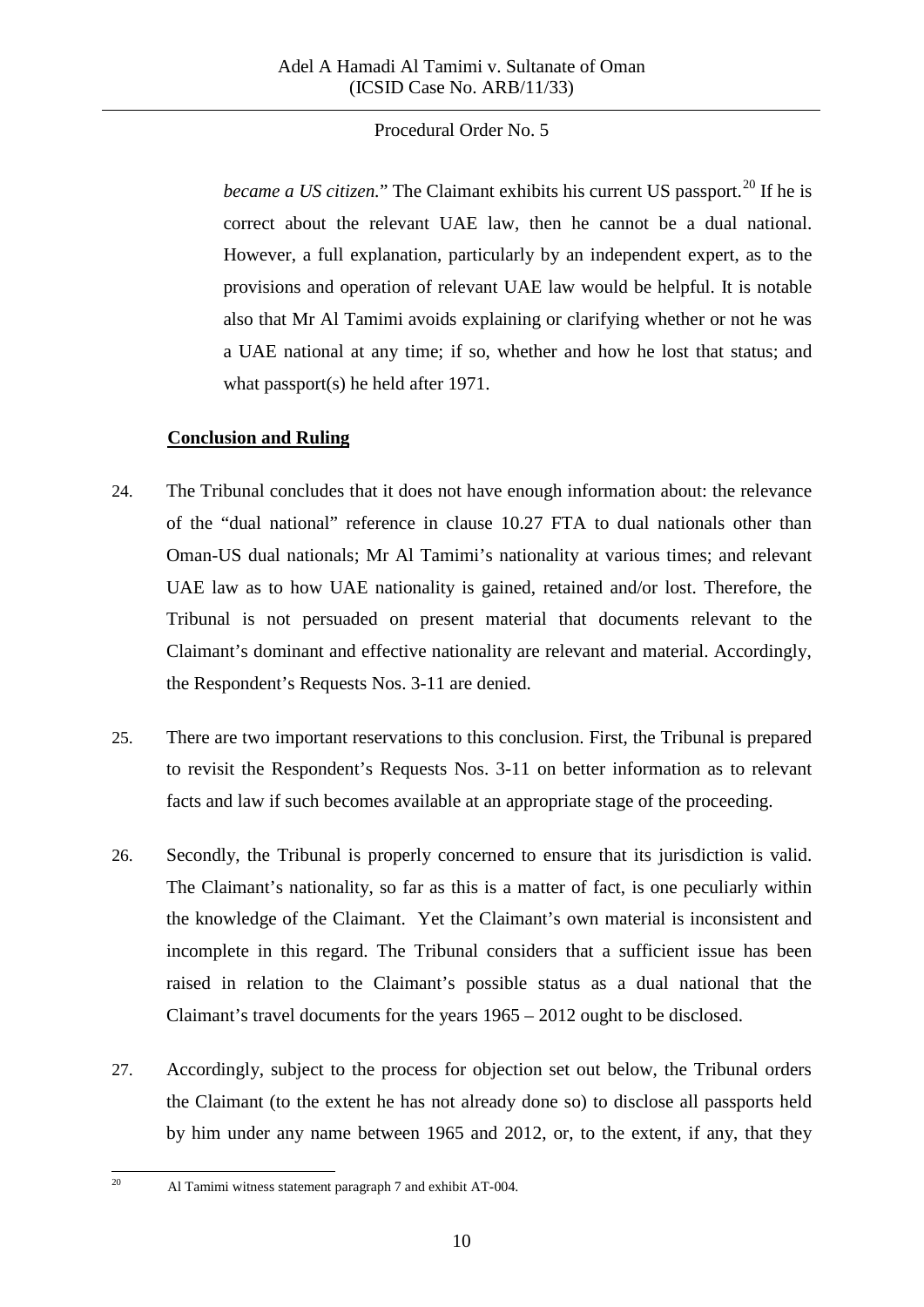*became a US citizen.*" The Claimant exhibits his current US passport.[20] If he is correct about the relevant UAE law, then he cannot be a dual national. However, a full explanation, particularly by an independent expert, as to the provisions and operation of relevant UAE law would be helpful. It is notable also that Mr Al Tamimi avoids explaining or clarifying whether or not he was a UAE national at any time; if so, whether and how he lost that status; and what passport(s) he held after 1971.

**Conclusion and Ruling**

24. The Tribunal concludes that it does not have enough information about: the relevance of the "dual national" reference in clause 10.27 FTA to dual nationals other than Oman-US dual nationals; Mr Al Tamimi's nationality at various times; and relevant UAE law as to how UAE nationality is gained, retained and/or lost. Therefore, the Tribunal is not persuaded on present material that documents relevant to the Claimant's dominant and effective nationality are relevant and material. Accordingly, the Respondent's Requests Nos. 3-11 are denied.

25. There are two important reservations to this conclusion. First, the Tribunal is prepared to revisit the Respondent's Requests Nos. 3-11 on better information as to relevant facts and law if such becomes available at an appropriate stage of the proceeding.

26. Secondly, the Tribunal is properly concerned to ensure that its jurisdiction is valid. The Claimant's nationality, so far as this is a matter of fact, is one peculiarly within the knowledge of the Claimant. Yet the Claimant's own material is inconsistent and incomplete in this regard. The Tribunal considers that a sufficient issue has been raised in relation to the Claimant's possible status as a dual national that the Claimant's travel documents for the years 1965 – 2012 ought to be disclosed.

27. Accordingly, subject to the process for objection set out below, the Tribunal orders the Claimant (to the extent he has not already done so) to disclose all passports held by him under any name between 1965 and 2012, or, to the extent, if any, that they

[20] Al Tamimi witness statement paragraph 7 and exhibit AT-004.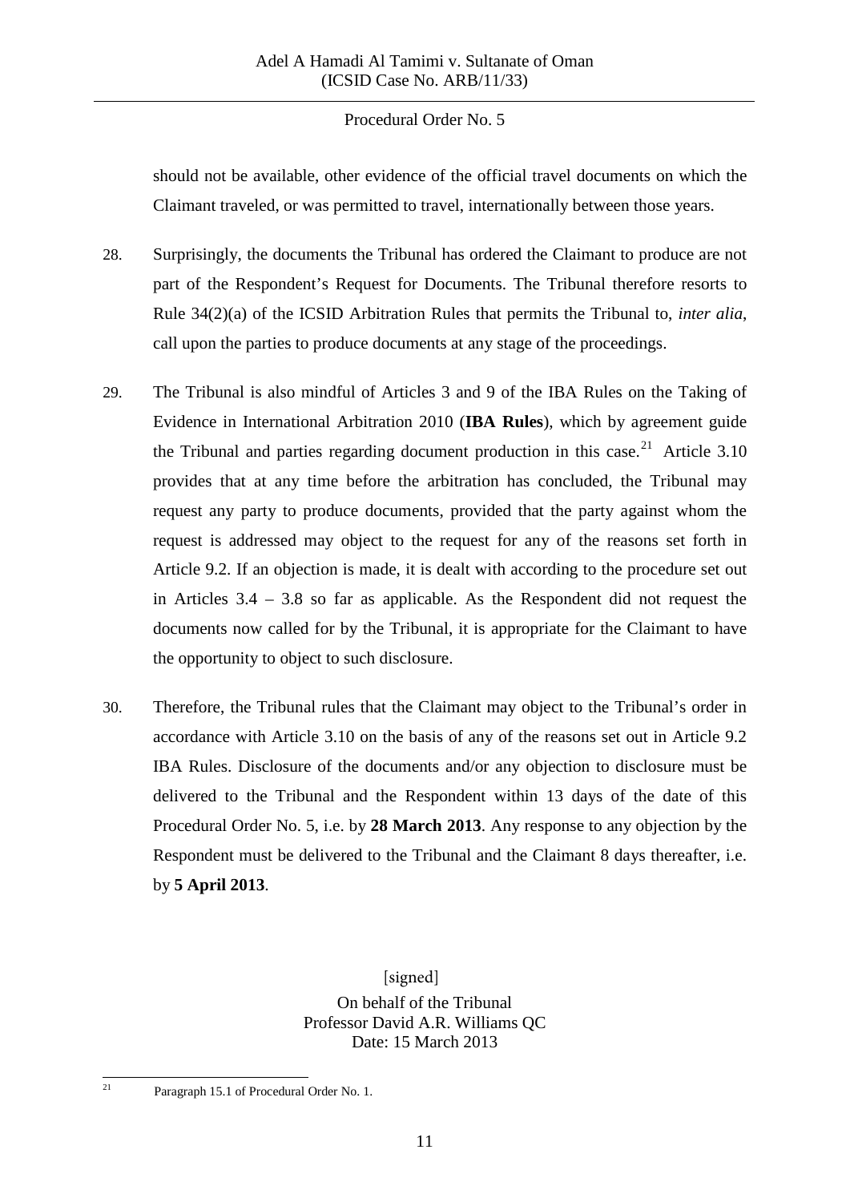should not be available, other evidence of the official travel documents on which the Claimant traveled, or was permitted to travel, internationally between those years.

28. Surprisingly, the documents the Tribunal has ordered the Claimant to produce are not part of the Respondent's Request for Documents. The Tribunal therefore resorts to Rule 34(2)(a) of the ICSID Arbitration Rules that permits the Tribunal to, *inter alia*, call upon the parties to produce documents at any stage of the proceedings.

29. The Tribunal is also mindful of Articles 3 and 9 of the IBA Rules on the Taking of Evidence in International Arbitration 2010 (**IBA Rules**), which by agreement guide the Tribunal and parties regarding document production in this case.[21] Article 3.10 provides that at any time before the arbitration has concluded, the Tribunal may request any party to produce documents, provided that the party against whom the request is addressed may object to the request for any of the reasons set forth in Article 9.2. If an objection is made, it is dealt with according to the procedure set out in Articles 3.4 – 3.8 so far as applicable. As the Respondent did not request the documents now called for by the Tribunal, it is appropriate for the Claimant to have the opportunity to object to such disclosure.

30. Therefore, the Tribunal rules that the Claimant may object to the Tribunal's order in accordance with Article 3.10 on the basis of any of the reasons set out in Article 9.2 IBA Rules. Disclosure of the documents and/or any objection to disclosure must be delivered to the Tribunal and the Respondent within 13 days of the date of this Procedural Order No. 5, i.e. by **28 March 2013**. Any response to any objection by the Respondent must be delivered to the Tribunal and the Claimant 8 days thereafter, i.e. by **5 April 2013**.

[signed]
On behalf of the Tribunal
Professor David A.R. Williams QC
Date: 15 March 2013

[21] Paragraph 15.1 of Procedural Order No. 1.